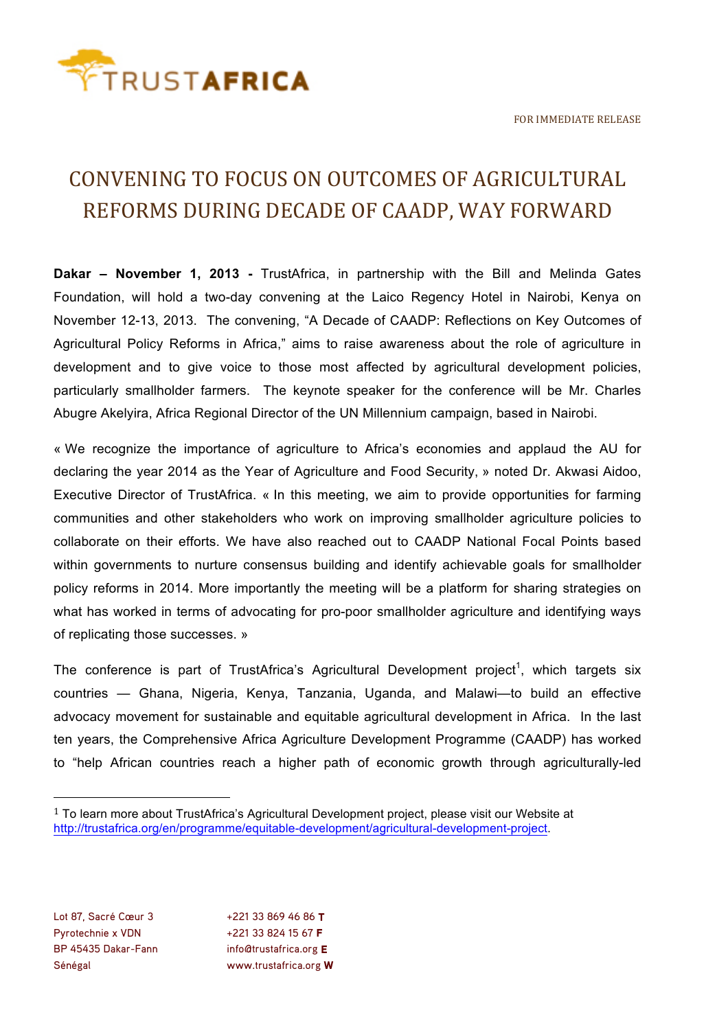FOR IMMEDIATE RELEASE

# CONVENING TO FOCUS ON OUTCOMES OF AGRICULTURAL REFORMS DURING DECADE OF CAADP, WAY FORWARD

**Dakar – November 1, 2013 -** TrustAfrica, in partnership with the Bill and Melinda Gates Foundation, will hold a two-day convening at the Laico Regency Hotel in Nairobi, Kenya on November 12-13, 2013. The convening, "A Decade of CAADP: Reflections on Key Outcomes of Agricultural Policy Reforms in Africa," aims to raise awareness about the role of agriculture in development and to give voice to those most affected by agricultural development policies, particularly smallholder farmers. The keynote speaker for the conference will be Mr. Charles Abugre Akelyira, Africa Regional Director of the UN Millennium campaign, based in Nairobi.

« We recognize the importance of agriculture to Africa's economies and applaud the AU for declaring the year 2014 as the Year of Agriculture and Food Security, » noted Dr. Akwasi Aidoo, Executive Director of TrustAfrica. « In this meeting, we aim to provide opportunities for farming communities and other stakeholders who work on improving smallholder agriculture policies to collaborate on their efforts. We have also reached out to CAADP National Focal Points based within governments to nurture consensus building and identify achievable goals for smallholder policy reforms in 2014. More importantly the meeting will be a platform for sharing strategies on what has worked in terms of advocating for pro-poor smallholder agriculture and identifying ways of replicating those successes. »

The conference is part of TrustAfrica's Agricultural Development project[1], which targets six countries — Ghana, Nigeria, Kenya, Tanzania, Uganda, and Malawi—to build an effective advocacy movement for sustainable and equitable agricultural development in Africa. In the last ten years, the Comprehensive Africa Agriculture Development Programme (CAADP) has worked to "help African countries reach a higher path of economic growth through agriculturally-led

[1] To learn more about TrustAfrica's Agricultural Development project, please visit our Website at http://trustafrica.org/en/programme/equitable-development/agricultural-development-project.

Lot 87, Sacré Cœur 3
Pyrotechnie x VDN
BP 45435 Dakar-Fann
Sénégal

+221 33 869 46 86 **T**
+221 33 824 15 67 **F**
info@trustafrica.org **E**
www.trustafrica.org **W**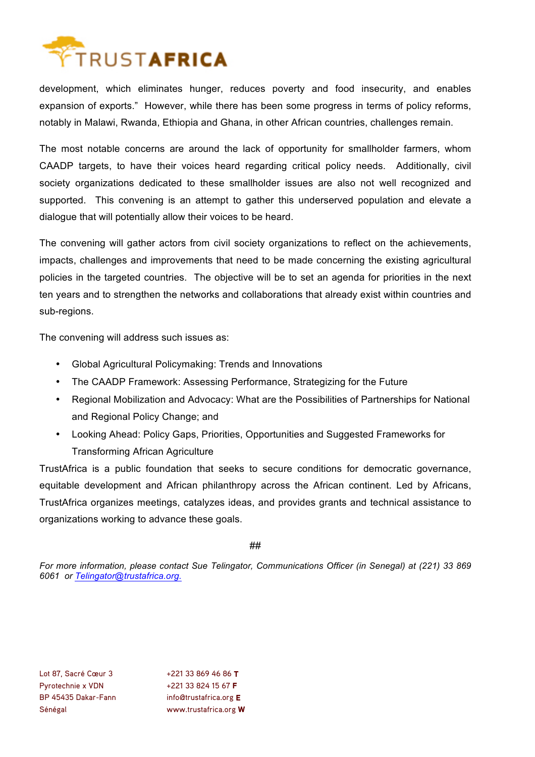development, which eliminates hunger, reduces poverty and food insecurity, and enables expansion of exports." However, while there has been some progress in terms of policy reforms, notably in Malawi, Rwanda, Ethiopia and Ghana, in other African countries, challenges remain.

The most notable concerns are around the lack of opportunity for smallholder farmers, whom CAADP targets, to have their voices heard regarding critical policy needs. Additionally, civil society organizations dedicated to these smallholder issues are also not well recognized and supported. This convening is an attempt to gather this underserved population and elevate a dialogue that will potentially allow their voices to be heard.

The convening will gather actors from civil society organizations to reflect on the achievements, impacts, challenges and improvements that need to be made concerning the existing agricultural policies in the targeted countries. The objective will be to set an agenda for priorities in the next ten years and to strengthen the networks and collaborations that already exist within countries and sub-regions.

The convening will address such issues as:

- Global Agricultural Policymaking: Trends and Innovations
- The CAADP Framework: Assessing Performance, Strategizing for the Future
- Regional Mobilization and Advocacy: What are the Possibilities of Partnerships for National and Regional Policy Change; and
- Looking Ahead: Policy Gaps, Priorities, Opportunities and Suggested Frameworks for Transforming African Agriculture

TrustAfrica is a public foundation that seeks to secure conditions for democratic governance, equitable development and African philanthropy across the African continent. Led by Africans, TrustAfrica organizes meetings, catalyzes ideas, and provides grants and technical assistance to organizations working to advance these goals.

##

*For more information, please contact Sue Telingator, Communications Officer (in Senegal) at (221) 33 869 6061 or Telingator@trustafrica.org.*

Lot 87, Sacré Cœur 3
Pyrotechnie x VDN
BP 45435 Dakar-Fann
Sénégal

+221 33 869 46 86 **T**
+221 33 824 15 67 **F**
info@trustafrica.org **E**
www.trustafrica.org **W**